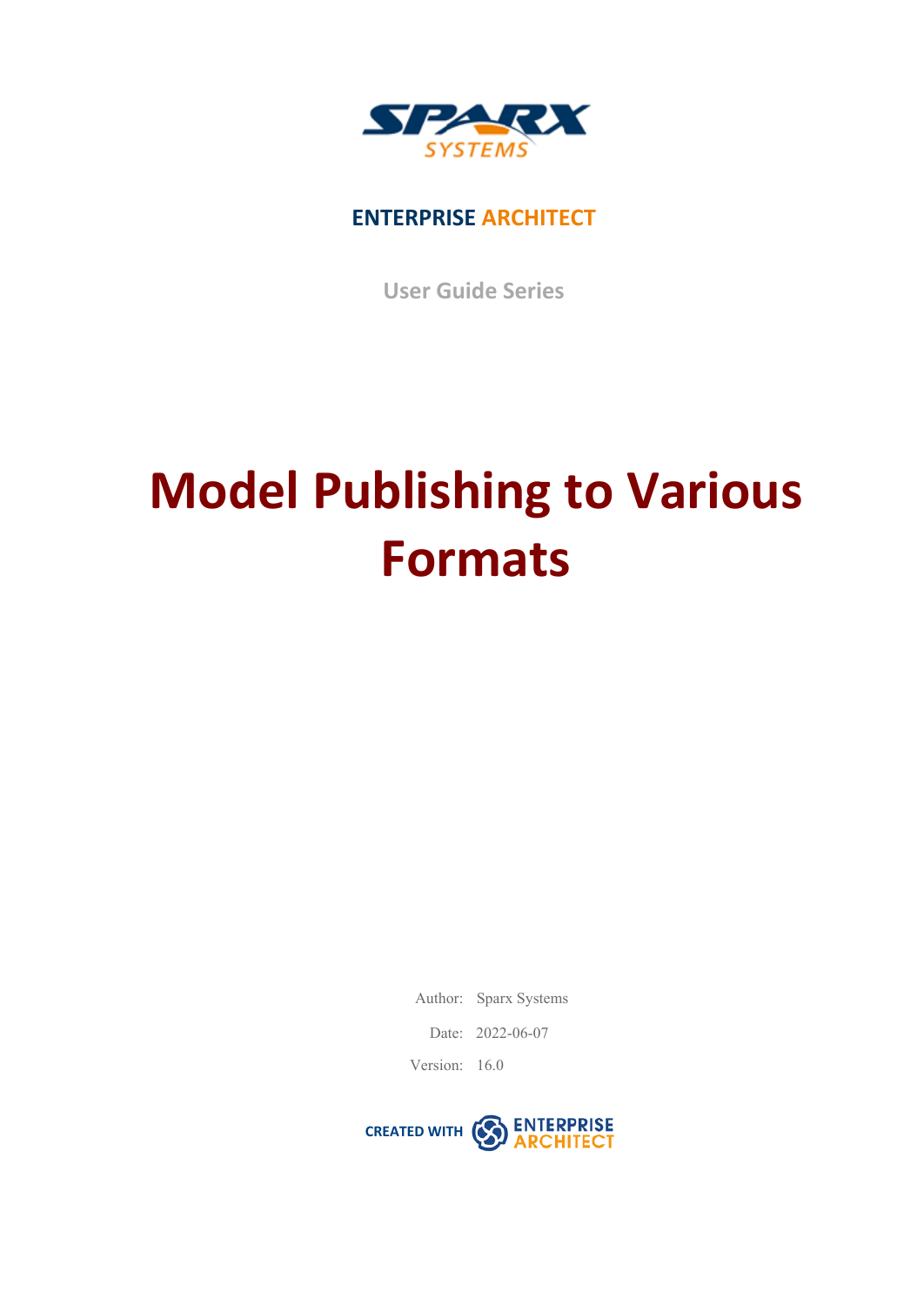**ENTERPRISE ARCHITECT**

User Guide Series

# Model Publishing to Various Formats

Author: Sparx Systems

Date: 2022-06-07

Version: 16.0

CREATED WITH ENTERPRISE ARCHITECT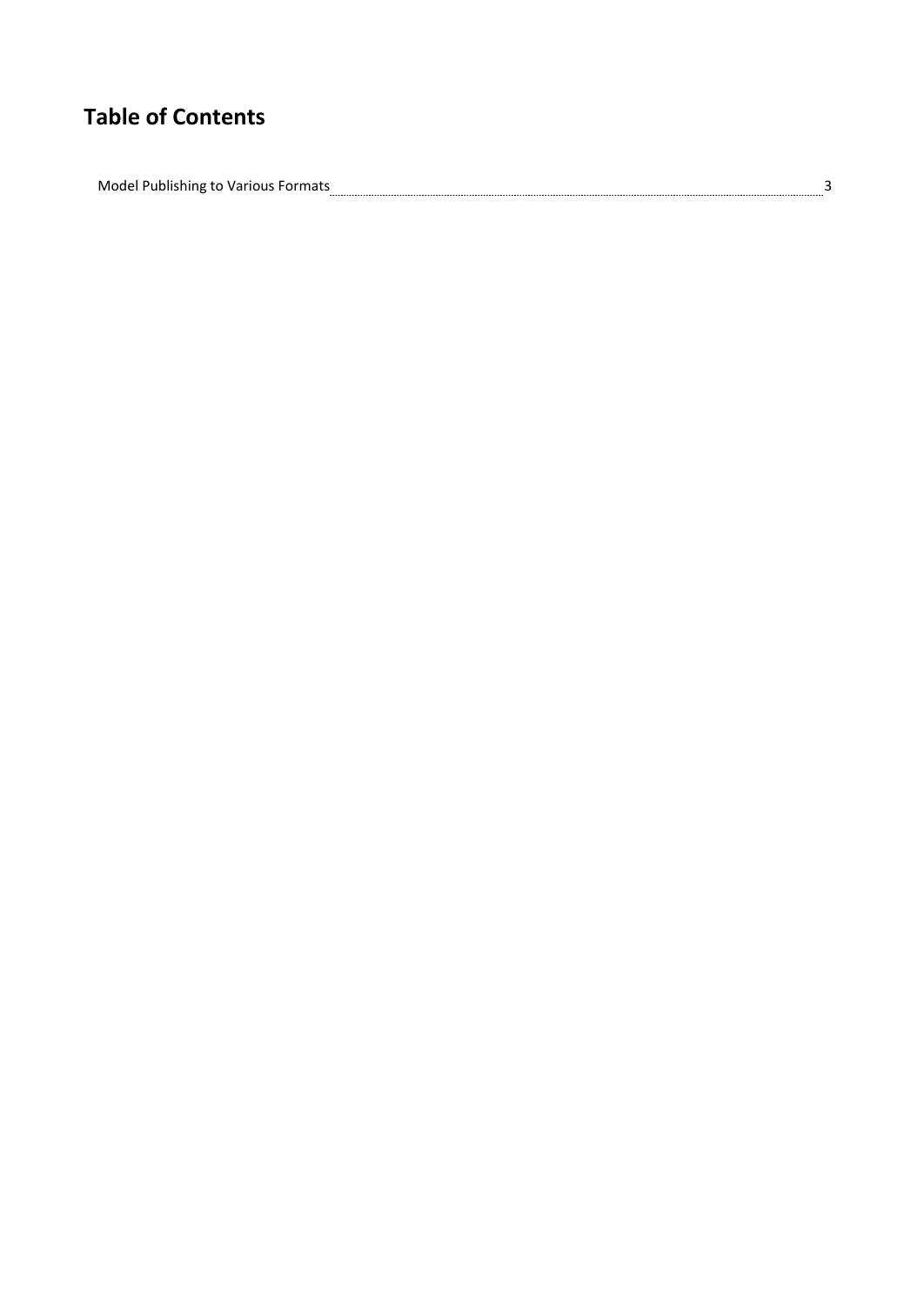# Table of Contents

Model Publishing to Various Formats ........................................................................ 3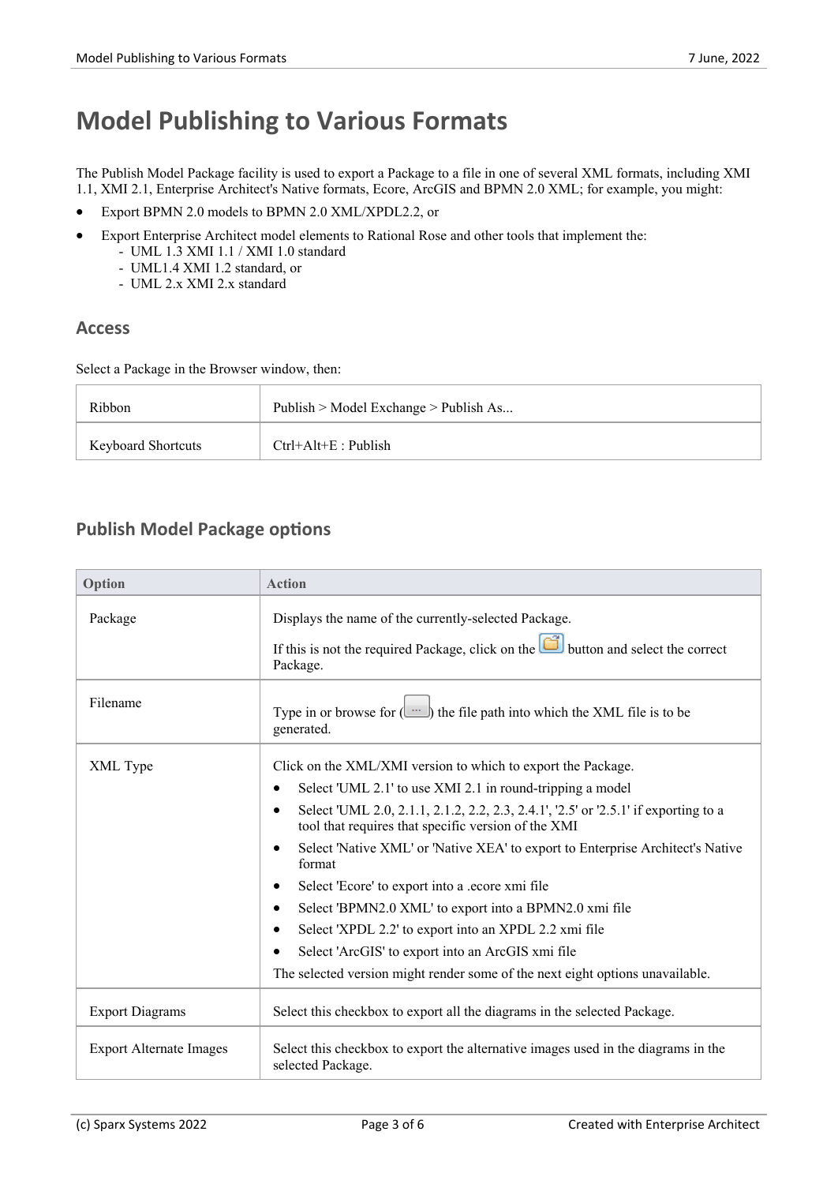# Model Publishing to Various Formats

The Publish Model Package facility is used to export a Package to a file in one of several XML formats, including XMI 1.1, XMI 2.1, Enterprise Architect's Native formats, Ecore, ArcGIS and BPMN 2.0 XML; for example, you might:

- Export BPMN 2.0 models to BPMN 2.0 XML/XPDL2.2, or
- Export Enterprise Architect model elements to Rational Rose and other tools that implement the:
  - UML 1.3 XMI 1.1 / XMI 1.0 standard
  - UML1.4 XMI 1.2 standard, or
  - UML 2.x XMI 2.x standard

## Access

Select a Package in the Browser window, then:

| | |
|---|---|
| Ribbon | Publish > Model Exchange > Publish As... |
| Keyboard Shortcuts | Ctrl+Alt+E : Publish |

## Publish Model Package options

| Option | Action |
|---|---|
| Package | Displays the name of the currently-selected Package.<br><br>If this is not the required Package, click on the button and select the correct Package. |
| Filename | Type in or browse for (...) the file path into which the XML file is to be generated. |
| XML Type | Click on the XML/XMI version to which to export the Package.<br>• Select 'UML 2.1' to use XMI 2.1 in round-tripping a model<br>• Select 'UML 2.0, 2.1.1, 2.1.2, 2.2, 2.3, 2.4.1', '2.5' or '2.5.1' if exporting to a tool that requires that specific version of the XMI<br>• Select 'Native XML' or 'Native XEA' to export to Enterprise Architect's Native format<br>• Select 'Ecore' to export into a .ecore xmi file<br>• Select 'BPMN2.0 XML' to export into a BPMN2.0 xmi file<br>• Select 'XPDL 2.2' to export into an XPDL 2.2 xmi file<br>• Select 'ArcGIS' to export into an ArcGIS xmi file<br>The selected version might render some of the next eight options unavailable. |
| Export Diagrams | Select this checkbox to export all the diagrams in the selected Package. |
| Export Alternate Images | Select this checkbox to export the alternative images used in the diagrams in the selected Package. |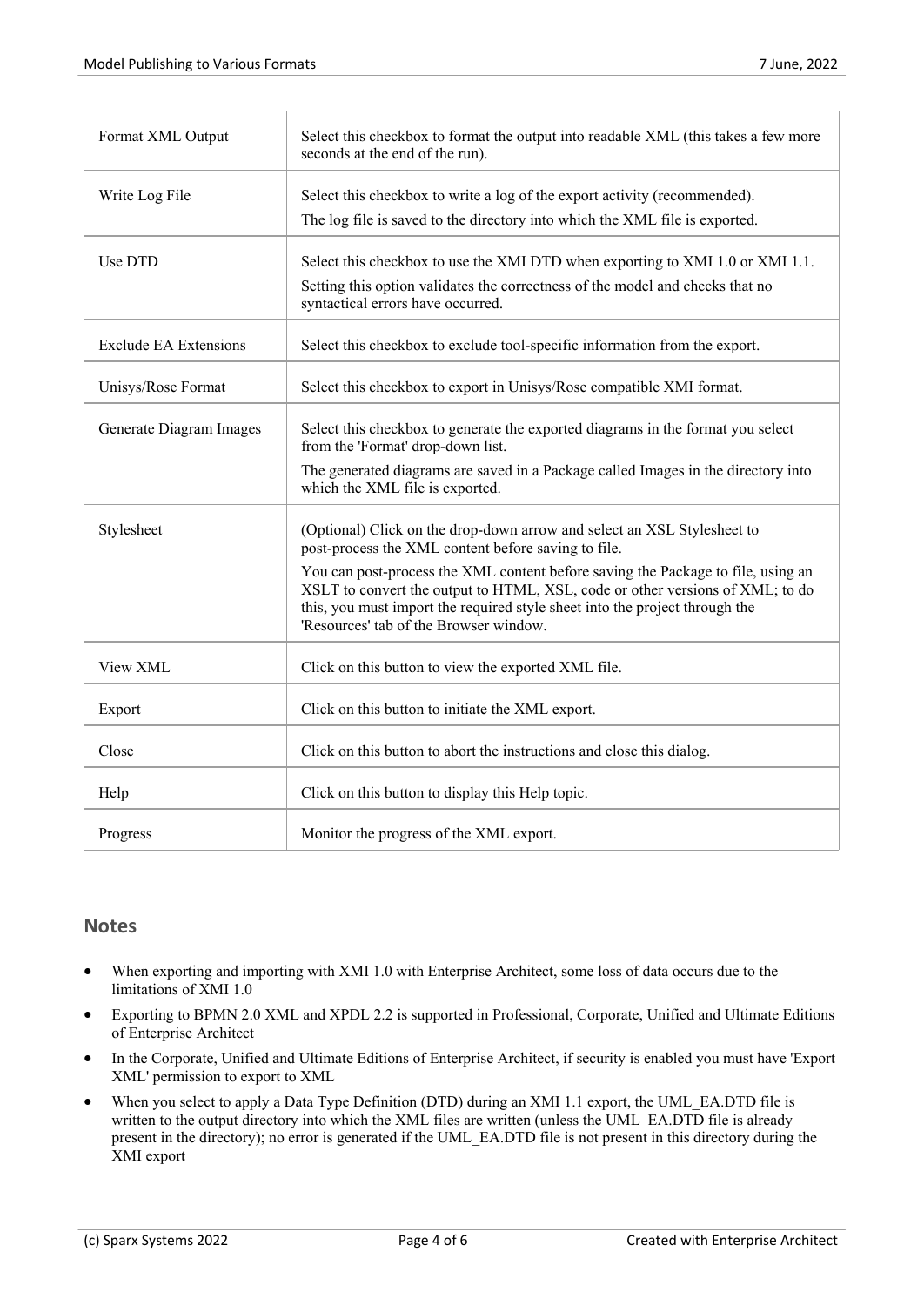| | |
|---|---|
| Format XML Output | Select this checkbox to format the output into readable XML (this takes a few more seconds at the end of the run). |
| Write Log File | Select this checkbox to write a log of the export activity (recommended).<br>The log file is saved to the directory into which the XML file is exported. |
| Use DTD | Select this checkbox to use the XMI DTD when exporting to XMI 1.0 or XMI 1.1.<br>Setting this option validates the correctness of the model and checks that no syntactical errors have occurred. |
| Exclude EA Extensions | Select this checkbox to exclude tool-specific information from the export. |
| Unisys/Rose Format | Select this checkbox to export in Unisys/Rose compatible XMI format. |
| Generate Diagram Images | Select this checkbox to generate the exported diagrams in the format you select from the 'Format' drop-down list.<br>The generated diagrams are saved in a Package called Images in the directory into which the XML file is exported. |
| Stylesheet | (Optional) Click on the drop-down arrow and select an XSL Stylesheet to post-process the XML content before saving to file.<br>You can post-process the XML content before saving the Package to file, using an XSLT to convert the output to HTML, XSL, code or other versions of XML; to do this, you must import the required style sheet into the project through the 'Resources' tab of the Browser window. |
| View XML | Click on this button to view the exported XML file. |
| Export | Click on this button to initiate the XML export. |
| Close | Click on this button to abort the instructions and close this dialog. |
| Help | Click on this button to display this Help topic. |
| Progress | Monitor the progress of the XML export. |

## Notes

- When exporting and importing with XMI 1.0 with Enterprise Architect, some loss of data occurs due to the limitations of XMI 1.0
- Exporting to BPMN 2.0 XML and XPDL 2.2 is supported in Professional, Corporate, Unified and Ultimate Editions of Enterprise Architect
- In the Corporate, Unified and Ultimate Editions of Enterprise Architect, if security is enabled you must have 'Export XML' permission to export to XML
- When you select to apply a Data Type Definition (DTD) during an XMI 1.1 export, the UML_EA.DTD file is written to the output directory into which the XML files are written (unless the UML_EA.DTD file is already present in the directory); no error is generated if the UML_EA.DTD file is not present in this directory during the XMI export